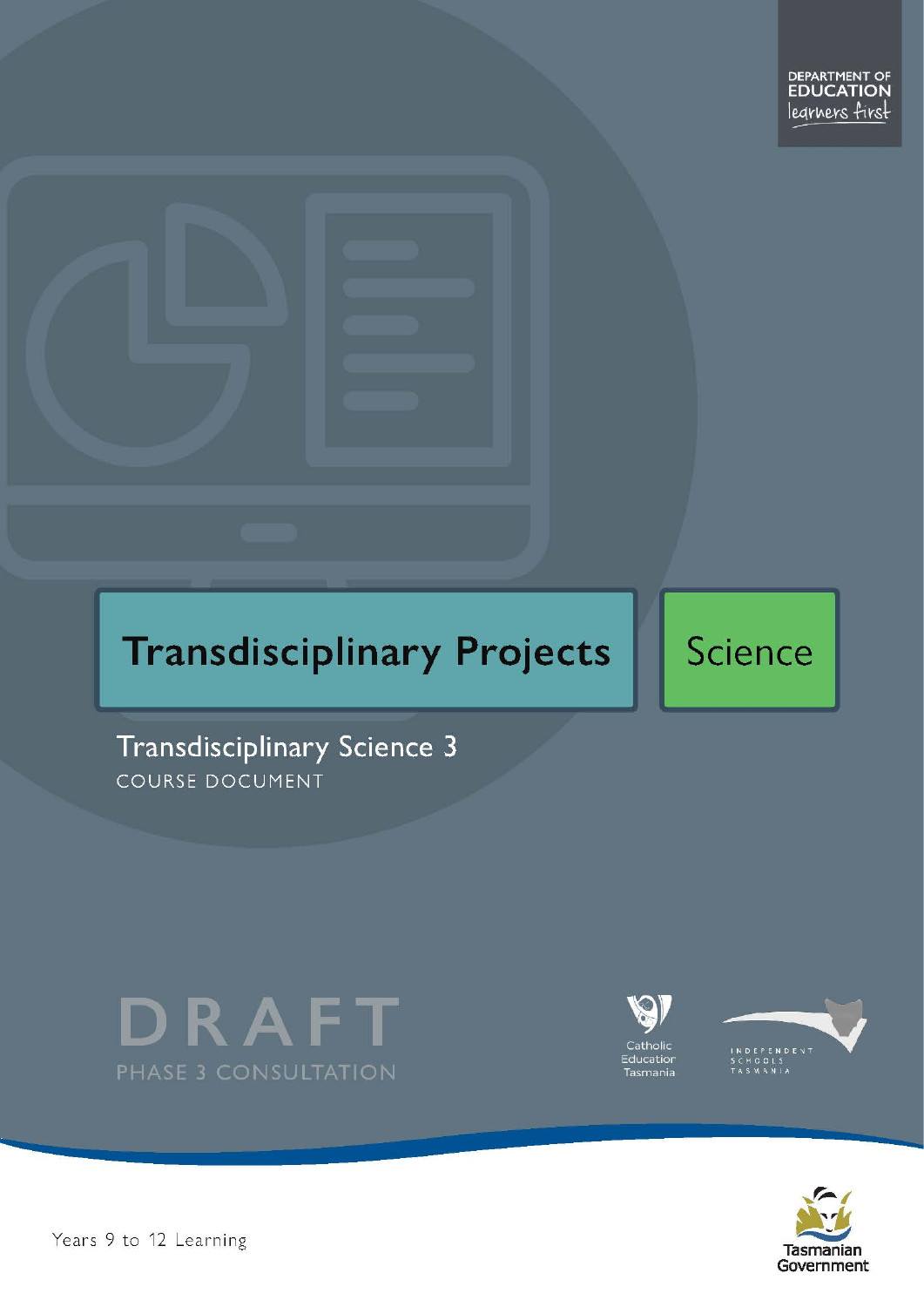DEPARTMENT OF EDUCATION
learners first

# Transdisciplinary Projects

Science

## Transdisciplinary Science 3

COURSE DOCUMENT

DRAFT

PHASE 3 CONSULTATION

Catholic Education Tasmania

INDEPENDENT SCHOOLS TASMANIA

Tasmanian Government

Years 9 to 12 Learning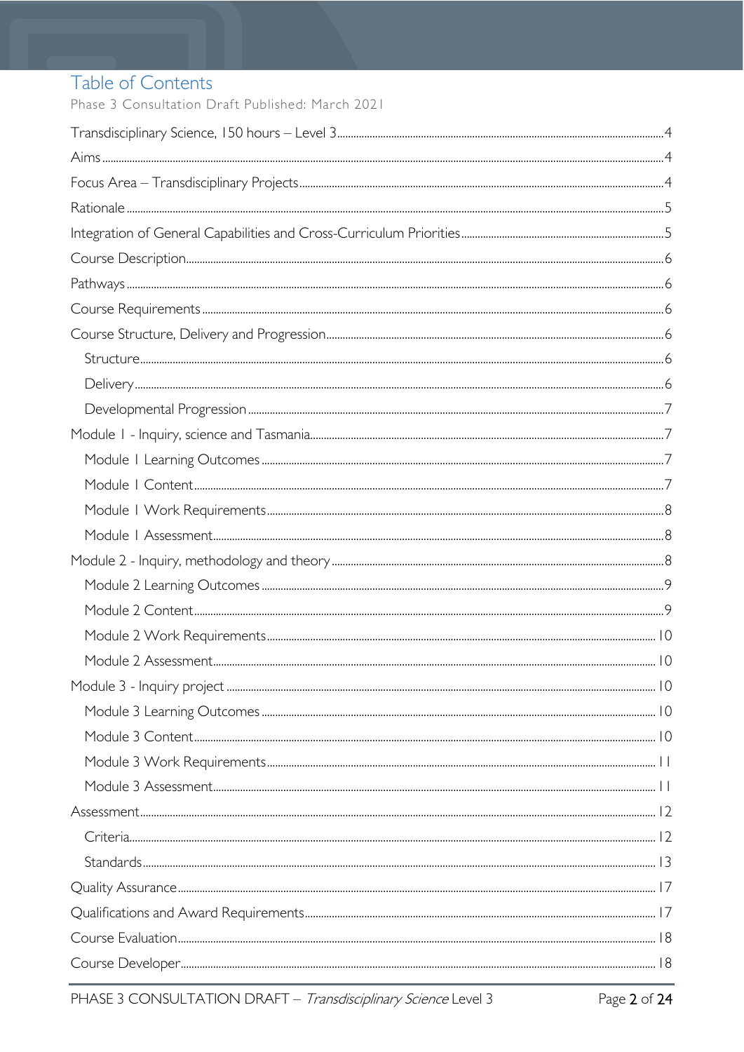# Table of Contents

Phase 3 Consultation Draft Published: March 2021

Transdisciplinary Science, 150 hours – Level 3 ....... 4

Aims ....... 4

Focus Area – Transdisciplinary Projects ....... 4

Rationale ....... 5

Integration of General Capabilities and Cross-Curriculum Priorities ....... 5

Course Description ....... 6

Pathways ....... 6

Course Requirements ....... 6

Course Structure, Delivery and Progression ....... 6

- Structure ....... 6
- Delivery ....... 6
- Developmental Progression ....... 7

Module 1 - Inquiry, science and Tasmania ....... 7

- Module 1 Learning Outcomes ....... 7
- Module 1 Content ....... 7
- Module 1 Work Requirements ....... 8
- Module 1 Assessment ....... 8

Module 2 - Inquiry, methodology and theory ....... 8

- Module 2 Learning Outcomes ....... 9
- Module 2 Content ....... 9
- Module 2 Work Requirements ....... 10
- Module 2 Assessment ....... 10

Module 3 - Inquiry project ....... 10

- Module 3 Learning Outcomes ....... 10
- Module 3 Content ....... 10
- Module 3 Work Requirements ....... 11
- Module 3 Assessment ....... 11

Assessment ....... 12

- Criteria ....... 12
- Standards ....... 13

Quality Assurance ....... 17

Qualifications and Award Requirements ....... 17

Course Evaluation ....... 18

Course Developer ....... 18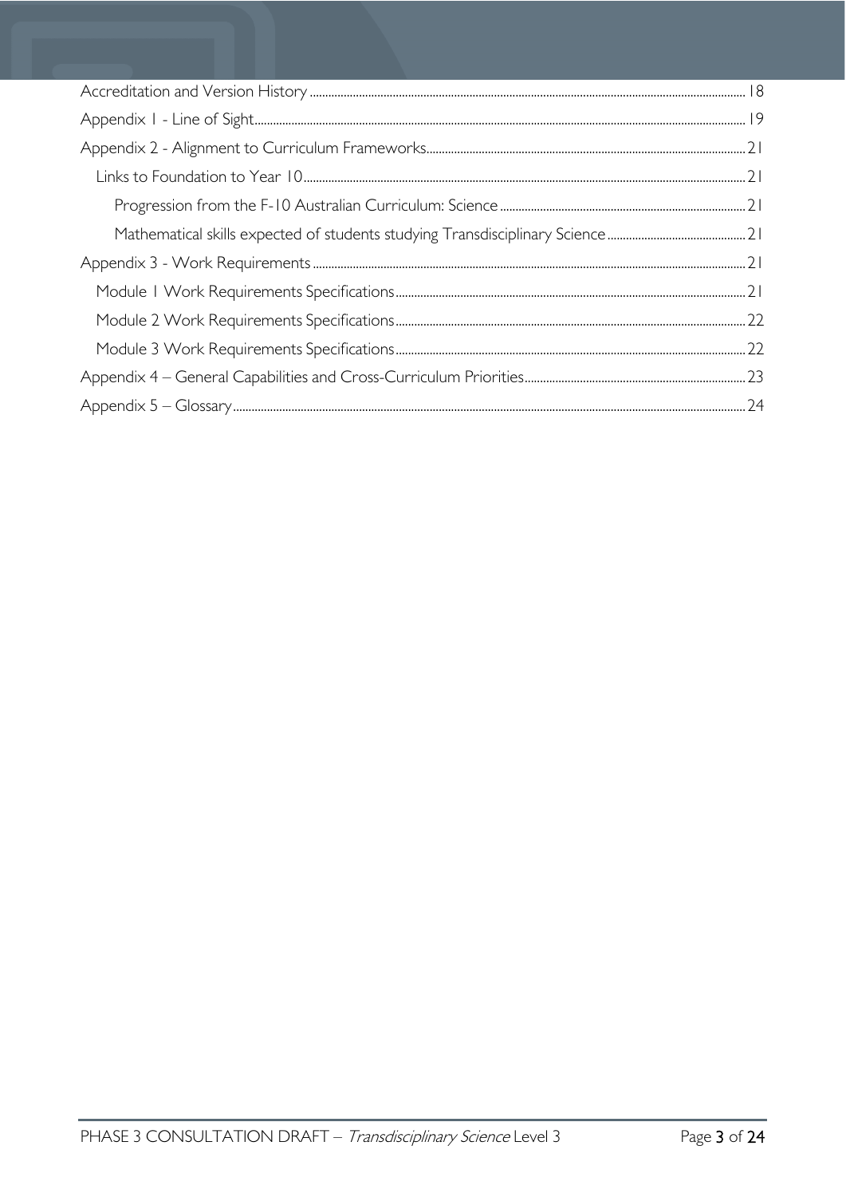Accreditation and Version History ..... 18

Appendix 1 - Line of Sight ..... 19

Appendix 2 - Alignment to Curriculum Frameworks ..... 21

- Links to Foundation to Year 10 ..... 21
  - Progression from the F-10 Australian Curriculum: Science ..... 21
  - Mathematical skills expected of students studying Transdisciplinary Science ..... 21

Appendix 3 - Work Requirements ..... 21

- Module 1 Work Requirements Specifications ..... 21
- Module 2 Work Requirements Specifications ..... 22
- Module 3 Work Requirements Specifications ..... 22

Appendix 4 – General Capabilities and Cross-Curriculum Priorities ..... 23

Appendix 5 – Glossary ..... 24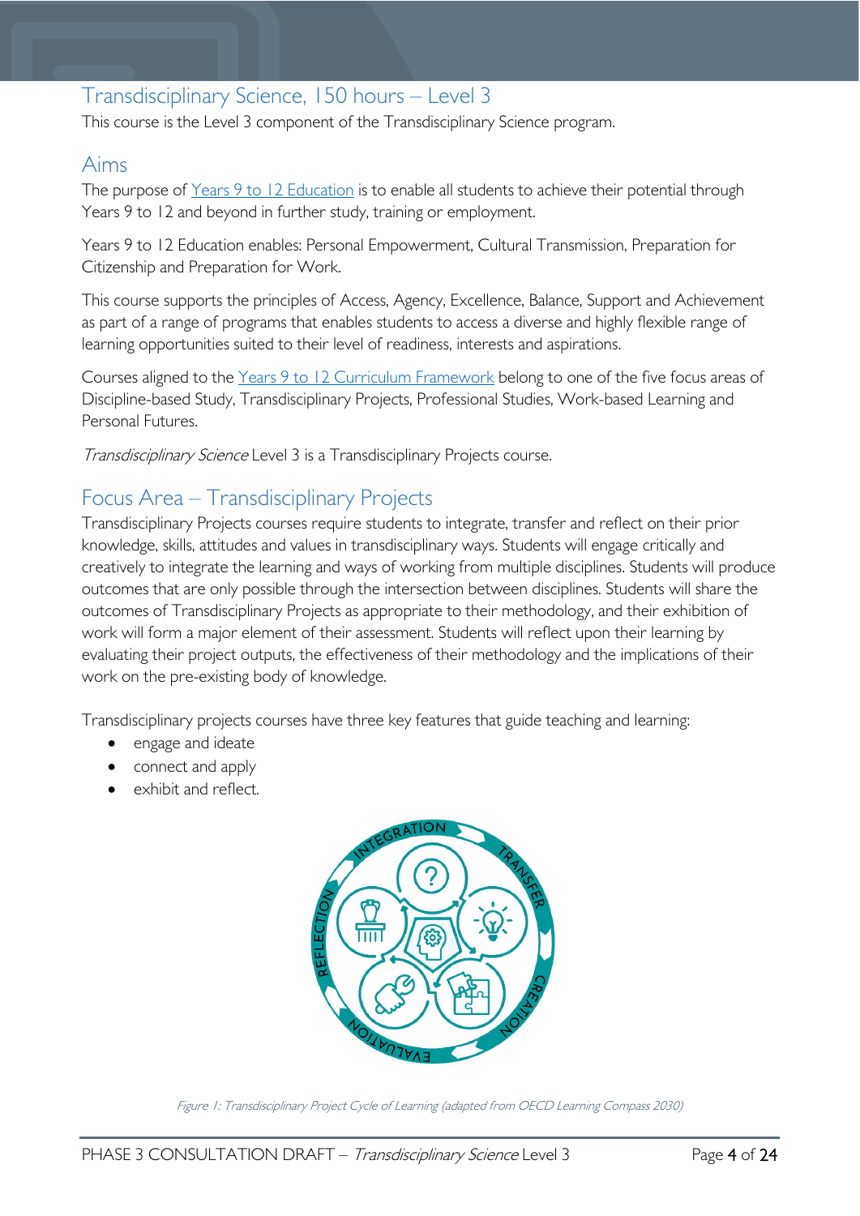## Transdisciplinary Science, 150 hours – Level 3

This course is the Level 3 component of the Transdisciplinary Science program.

## Aims

The purpose of Years 9 to 12 Education is to enable all students to achieve their potential through Years 9 to 12 and beyond in further study, training or employment.

Years 9 to 12 Education enables: Personal Empowerment, Cultural Transmission, Preparation for Citizenship and Preparation for Work.

This course supports the principles of Access, Agency, Excellence, Balance, Support and Achievement as part of a range of programs that enables students to access a diverse and highly flexible range of learning opportunities suited to their level of readiness, interests and aspirations.

Courses aligned to the Years 9 to 12 Curriculum Framework belong to one of the five focus areas of Discipline-based Study, Transdisciplinary Projects, Professional Studies, Work-based Learning and Personal Futures.

*Transdisciplinary Science* Level 3 is a Transdisciplinary Projects course.

## Focus Area – Transdisciplinary Projects

Transdisciplinary Projects courses require students to integrate, transfer and reflect on their prior knowledge, skills, attitudes and values in transdisciplinary ways. Students will engage critically and creatively to integrate the learning and ways of working from multiple disciplines. Students will produce outcomes that are only possible through the intersection between disciplines. Students will share the outcomes of Transdisciplinary Projects as appropriate to their methodology, and their exhibition of work will form a major element of their assessment. Students will reflect upon their learning by evaluating their project outputs, the effectiveness of their methodology and the implications of their work on the pre-existing body of knowledge.

Transdisciplinary projects courses have three key features that guide teaching and learning:

- engage and ideate
- connect and apply
- exhibit and reflect.

*Figure 1: Transdisciplinary Project Cycle of Learning (adapted from OECD Learning Compass 2030)*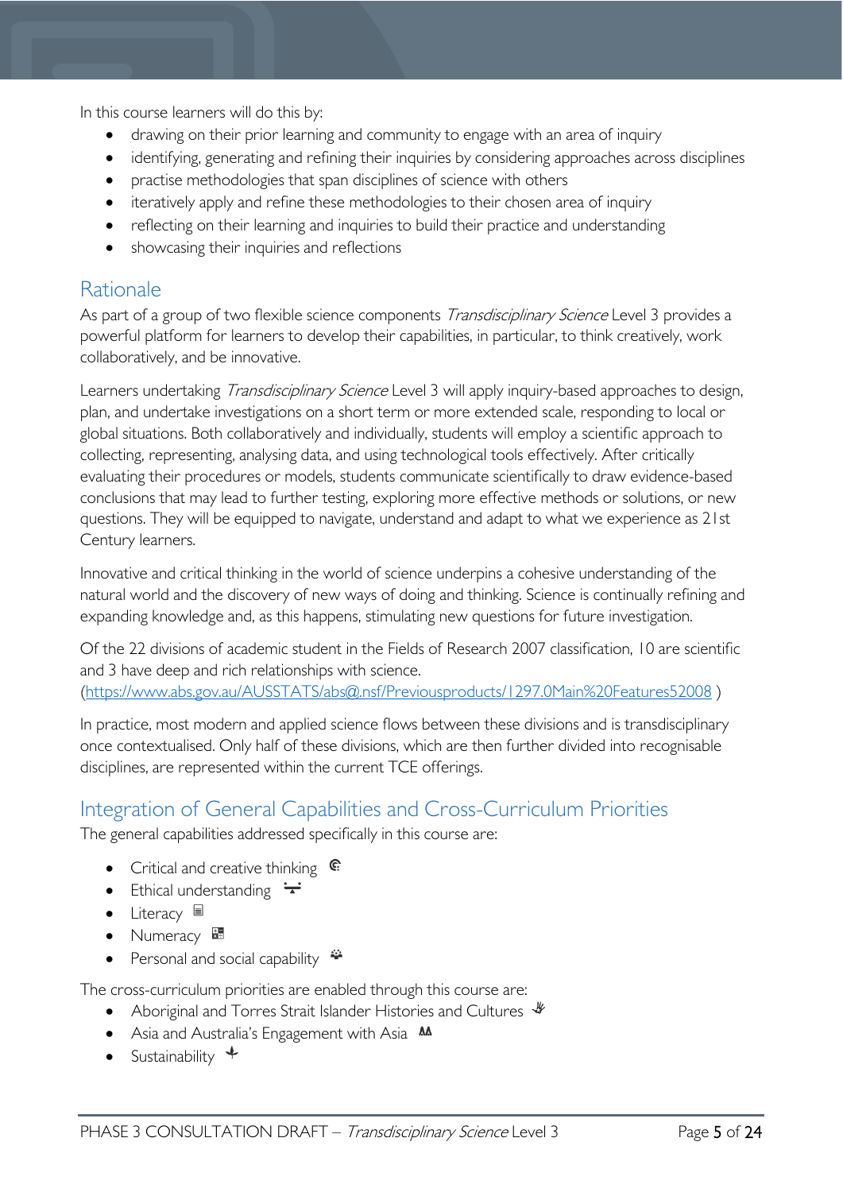In this course learners will do this by:

- drawing on their prior learning and community to engage with an area of inquiry
- identifying, generating and refining their inquiries by considering approaches across disciplines
- practise methodologies that span disciplines of science with others
- iteratively apply and refine these methodologies to their chosen area of inquiry
- reflecting on their learning and inquiries to build their practice and understanding
- showcasing their inquiries and reflections

## Rationale

As part of a group of two flexible science components *Transdisciplinary Science* Level 3 provides a powerful platform for learners to develop their capabilities, in particular, to think creatively, work collaboratively, and be innovative.

Learners undertaking *Transdisciplinary Science* Level 3 will apply inquiry-based approaches to design, plan, and undertake investigations on a short term or more extended scale, responding to local or global situations. Both collaboratively and individually, students will employ a scientific approach to collecting, representing, analysing data, and using technological tools effectively. After critically evaluating their procedures or models, students communicate scientifically to draw evidence-based conclusions that may lead to further testing, exploring more effective methods or solutions, or new questions. They will be equipped to navigate, understand and adapt to what we experience as 21st Century learners.

Innovative and critical thinking in the world of science underpins a cohesive understanding of the natural world and the discovery of new ways of doing and thinking. Science is continually refining and expanding knowledge and, as this happens, stimulating new questions for future investigation.

Of the 22 divisions of academic student in the Fields of Research 2007 classification, 10 are scientific and 3 have deep and rich relationships with science. (https://www.abs.gov.au/AUSSTATS/abs@.nsf/Previousproducts/1297.0Main%20Features52008 )

In practice, most modern and applied science flows between these divisions and is transdisciplinary once contextualised. Only half of these divisions, which are then further divided into recognisable disciplines, are represented within the current TCE offerings.

## Integration of General Capabilities and Cross-Curriculum Priorities

The general capabilities addressed specifically in this course are:

- Critical and creative thinking
- Ethical understanding
- Literacy
- Numeracy
- Personal and social capability

The cross-curriculum priorities are enabled through this course are:

- Aboriginal and Torres Strait Islander Histories and Cultures
- Asia and Australia's Engagement with Asia
- Sustainability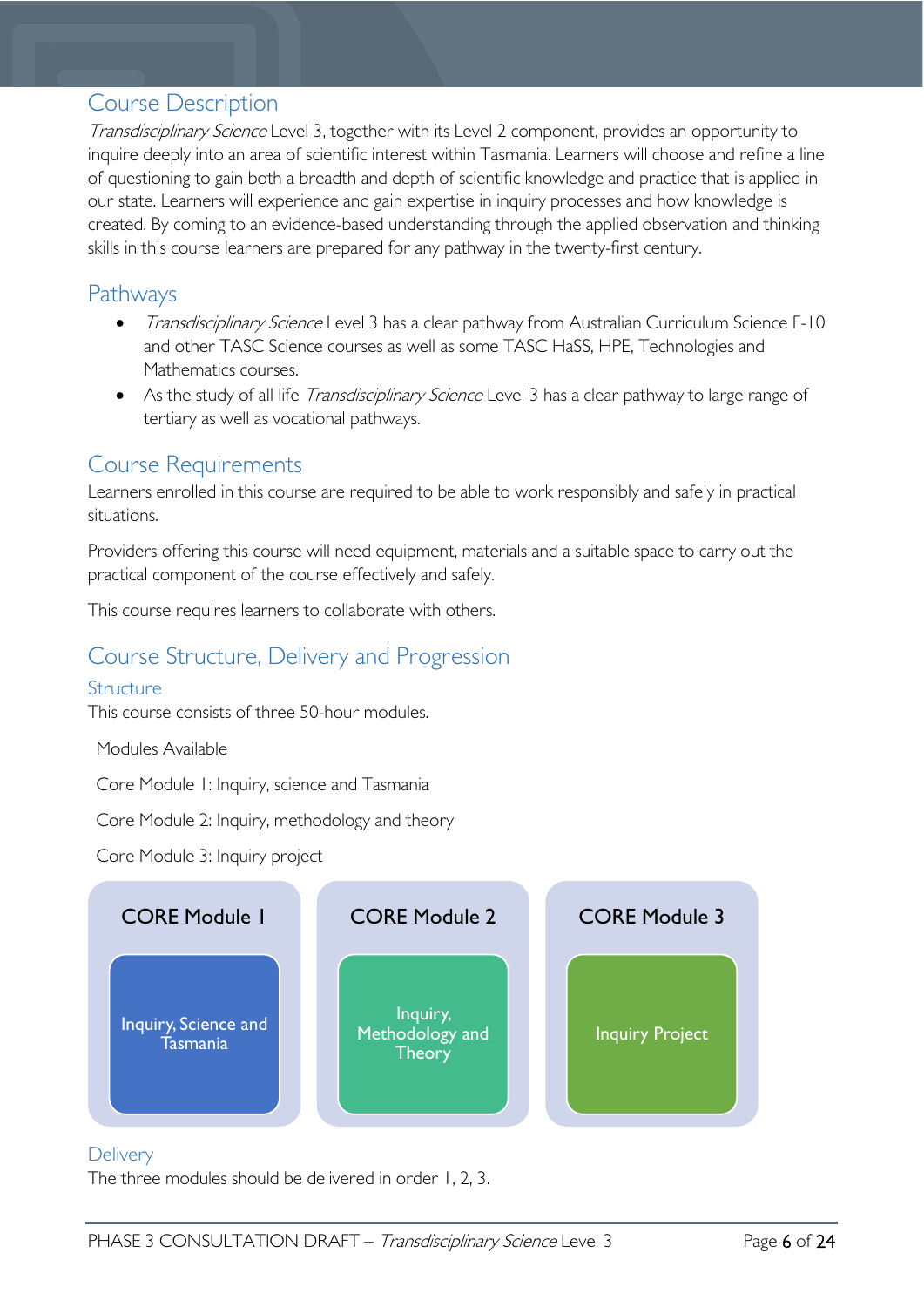## Course Description

*Transdisciplinary Science* Level 3, together with its Level 2 component, provides an opportunity to inquire deeply into an area of scientific interest within Tasmania. Learners will choose and refine a line of questioning to gain both a breadth and depth of scientific knowledge and practice that is applied in our state. Learners will experience and gain expertise in inquiry processes and how knowledge is created. By coming to an evidence-based understanding through the applied observation and thinking skills in this course learners are prepared for any pathway in the twenty-first century.

## Pathways

- *Transdisciplinary Science* Level 3 has a clear pathway from Australian Curriculum Science F-10 and other TASC Science courses as well as some TASC HaSS, HPE, Technologies and Mathematics courses.
- As the study of all life *Transdisciplinary Science* Level 3 has a clear pathway to large range of tertiary as well as vocational pathways.

## Course Requirements

Learners enrolled in this course are required to be able to work responsibly and safely in practical situations.

Providers offering this course will need equipment, materials and a suitable space to carry out the practical component of the course effectively and safely.

This course requires learners to collaborate with others.

## Course Structure, Delivery and Progression

### Structure

This course consists of three 50-hour modules.

Modules Available

Core Module 1: Inquiry, science and Tasmania

Core Module 2: Inquiry, methodology and theory

Core Module 3: Inquiry project

| CORE Module 1 | CORE Module 2 | CORE Module 3 |
|---|---|---|
| Inquiry, Science and Tasmania | Inquiry, Methodology and Theory | Inquiry Project |

### Delivery

The three modules should be delivered in order 1, 2, 3.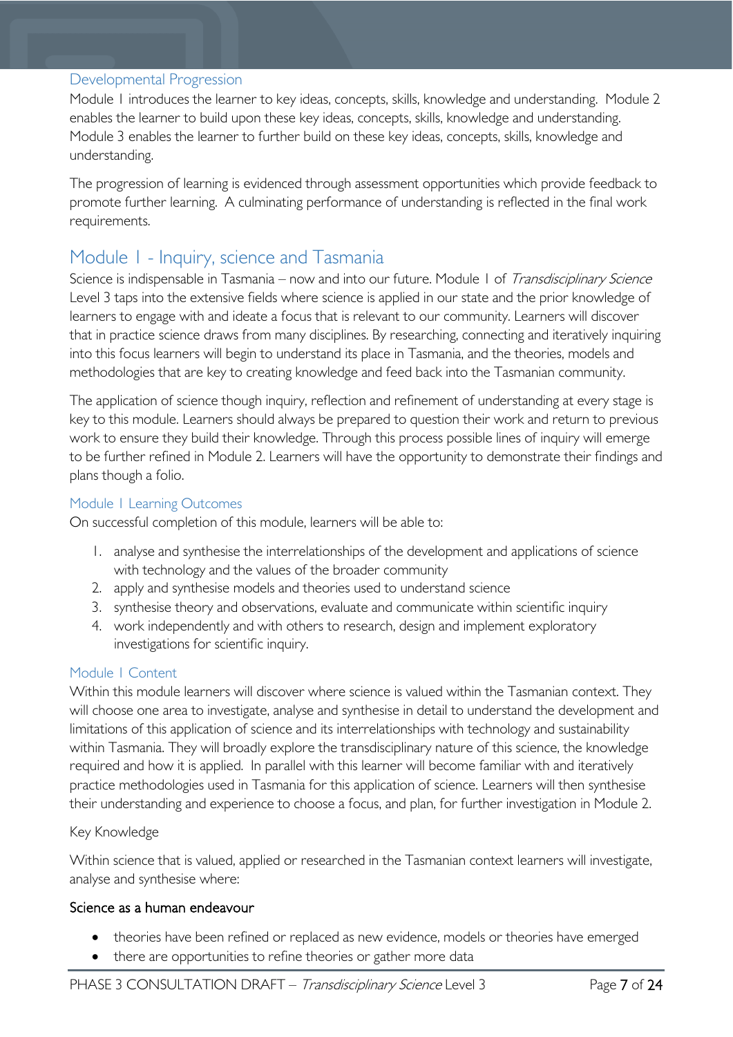### Developmental Progression

Module 1 introduces the learner to key ideas, concepts, skills, knowledge and understanding. Module 2 enables the learner to build upon these key ideas, concepts, skills, knowledge and understanding. Module 3 enables the learner to further build on these key ideas, concepts, skills, knowledge and understanding.

The progression of learning is evidenced through assessment opportunities which provide feedback to promote further learning. A culminating performance of understanding is reflected in the final work requirements.

## Module 1 - Inquiry, science and Tasmania

Science is indispensable in Tasmania – now and into our future. Module 1 of *Transdisciplinary Science* Level 3 taps into the extensive fields where science is applied in our state and the prior knowledge of learners to engage with and ideate a focus that is relevant to our community. Learners will discover that in practice science draws from many disciplines. By researching, connecting and iteratively inquiring into this focus learners will begin to understand its place in Tasmania, and the theories, models and methodologies that are key to creating knowledge and feed back into the Tasmanian community.

The application of science though inquiry, reflection and refinement of understanding at every stage is key to this module. Learners should always be prepared to question their work and return to previous work to ensure they build their knowledge. Through this process possible lines of inquiry will emerge to be further refined in Module 2. Learners will have the opportunity to demonstrate their findings and plans though a folio.

### Module 1 Learning Outcomes

On successful completion of this module, learners will be able to:

1. analyse and synthesise the interrelationships of the development and applications of science with technology and the values of the broader community
2. apply and synthesise models and theories used to understand science
3. synthesise theory and observations, evaluate and communicate within scientific inquiry
4. work independently and with others to research, design and implement exploratory investigations for scientific inquiry.

### Module 1 Content

Within this module learners will discover where science is valued within the Tasmanian context. They will choose one area to investigate, analyse and synthesise in detail to understand the development and limitations of this application of science and its interrelationships with technology and sustainability within Tasmania. They will broadly explore the transdisciplinary nature of this science, the knowledge required and how it is applied. In parallel with this learner will become familiar with and iteratively practice methodologies used in Tasmania for this application of science. Learners will then synthesise their understanding and experience to choose a focus, and plan, for further investigation in Module 2.

Key Knowledge

Within science that is valued, applied or researched in the Tasmanian context learners will investigate, analyse and synthesise where:

#### Science as a human endeavour

- theories have been refined or replaced as new evidence, models or theories have emerged
- there are opportunities to refine theories or gather more data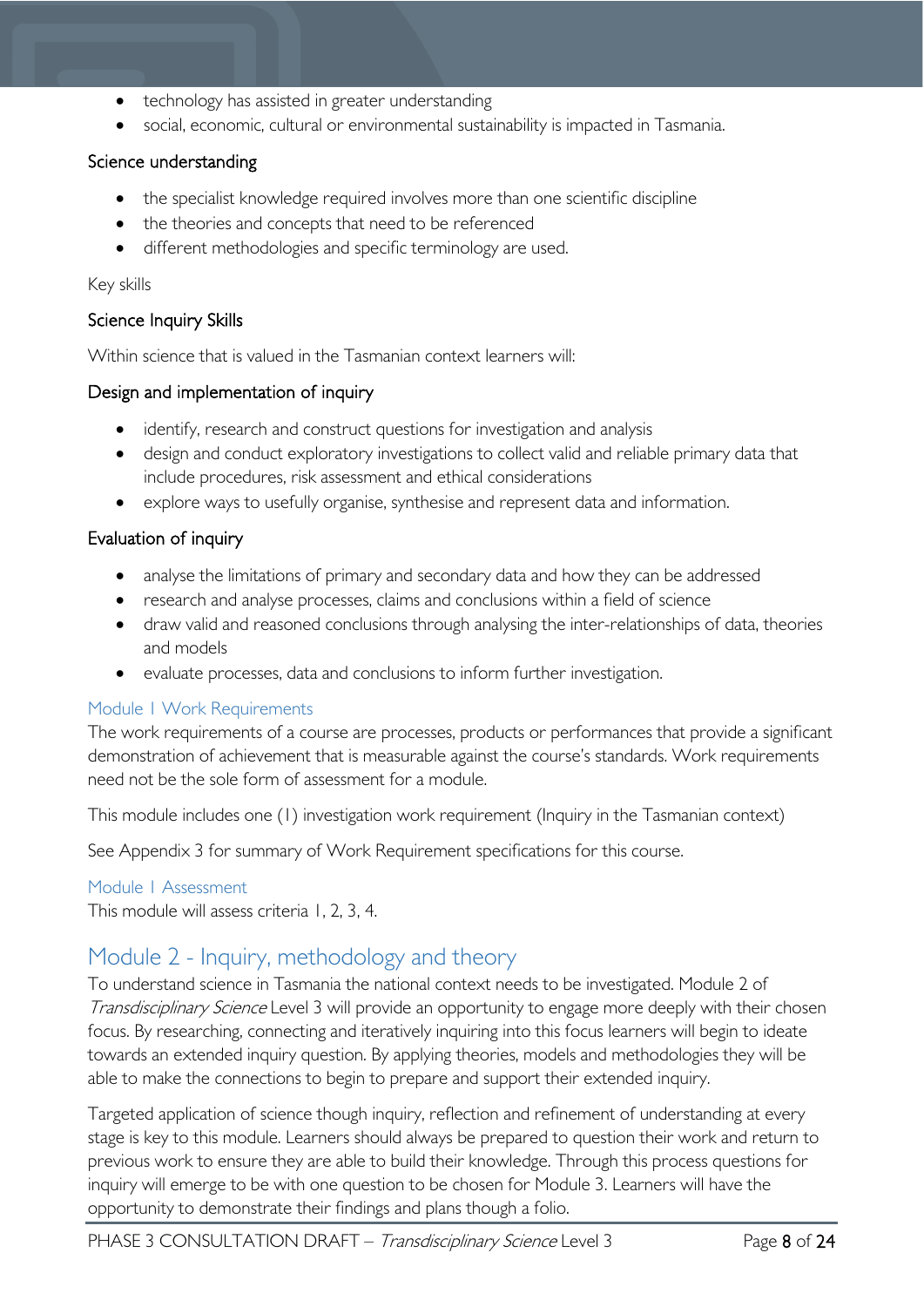- technology has assisted in greater understanding
- social, economic, cultural or environmental sustainability is impacted in Tasmania.

#### Science understanding

- the specialist knowledge required involves more than one scientific discipline
- the theories and concepts that need to be referenced
- different methodologies and specific terminology are used.

Key skills

#### Science Inquiry Skills

Within science that is valued in the Tasmanian context learners will:

#### Design and implementation of inquiry

- identify, research and construct questions for investigation and analysis
- design and conduct exploratory investigations to collect valid and reliable primary data that include procedures, risk assessment and ethical considerations
- explore ways to usefully organise, synthesise and represent data and information.

#### Evaluation of inquiry

- analyse the limitations of primary and secondary data and how they can be addressed
- research and analyse processes, claims and conclusions within a field of science
- draw valid and reasoned conclusions through analysing the inter-relationships of data, theories and models
- evaluate processes, data and conclusions to inform further investigation.

### Module 1 Work Requirements

The work requirements of a course are processes, products or performances that provide a significant demonstration of achievement that is measurable against the course's standards. Work requirements need not be the sole form of assessment for a module.

This module includes one (1) investigation work requirement (Inquiry in the Tasmanian context)

See Appendix 3 for summary of Work Requirement specifications for this course.

### Module 1 Assessment

This module will assess criteria 1, 2, 3, 4.

## Module 2 - Inquiry, methodology and theory

To understand science in Tasmania the national context needs to be investigated. Module 2 of *Transdisciplinary Science* Level 3 will provide an opportunity to engage more deeply with their chosen focus. By researching, connecting and iteratively inquiring into this focus learners will begin to ideate towards an extended inquiry question. By applying theories, models and methodologies they will be able to make the connections to begin to prepare and support their extended inquiry.

Targeted application of science though inquiry, reflection and refinement of understanding at every stage is key to this module. Learners should always be prepared to question their work and return to previous work to ensure they are able to build their knowledge. Through this process questions for inquiry will emerge to be with one question to be chosen for Module 3. Learners will have the opportunity to demonstrate their findings and plans though a folio.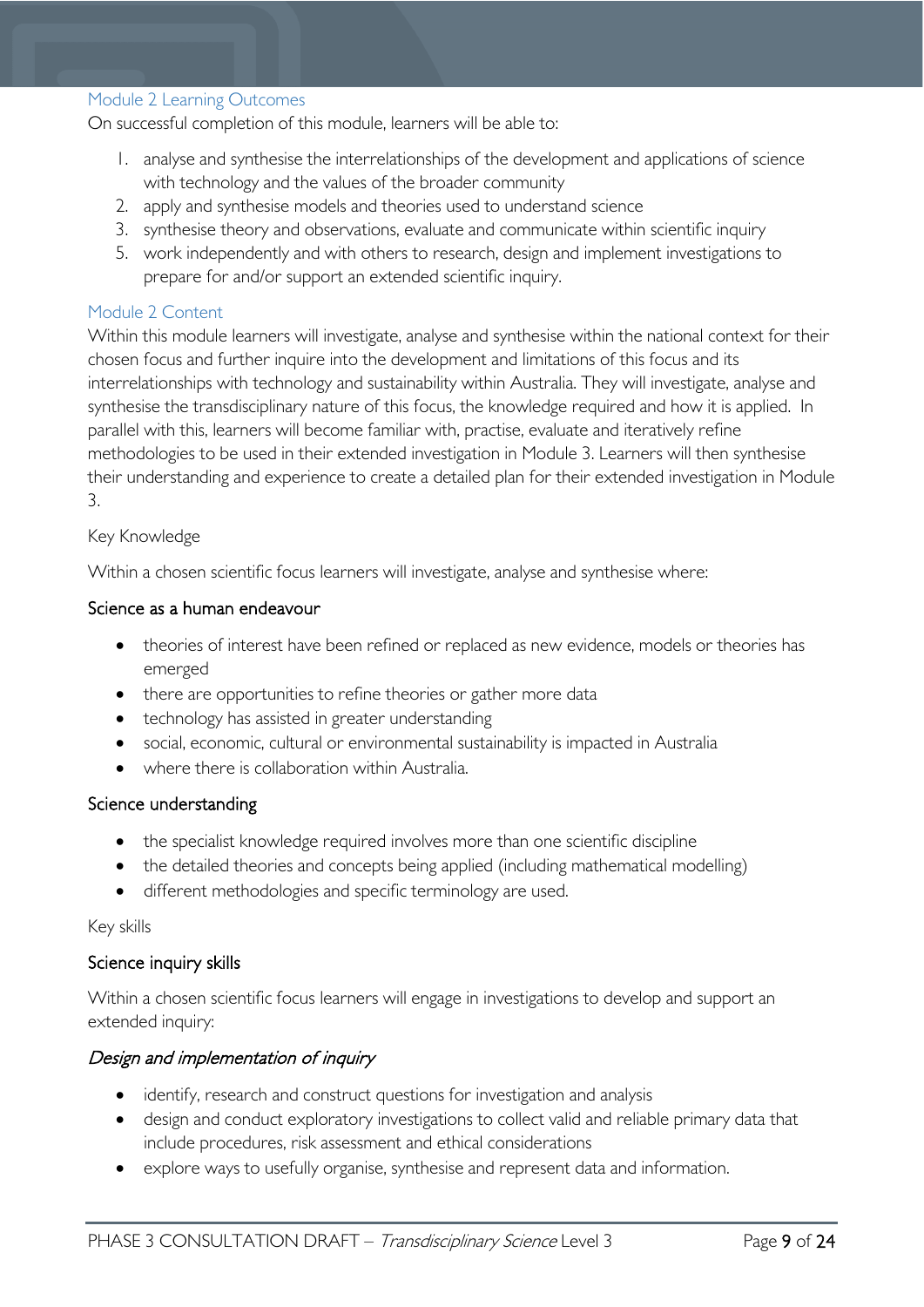### Module 2 Learning Outcomes

On successful completion of this module, learners will be able to:

1. analyse and synthesise the interrelationships of the development and applications of science with technology and the values of the broader community
2. apply and synthesise models and theories used to understand science
3. synthesise theory and observations, evaluate and communicate within scientific inquiry
5. work independently and with others to research, design and implement investigations to prepare for and/or support an extended scientific inquiry.

### Module 2 Content

Within this module learners will investigate, analyse and synthesise within the national context for their chosen focus and further inquire into the development and limitations of this focus and its interrelationships with technology and sustainability within Australia. They will investigate, analyse and synthesise the transdisciplinary nature of this focus, the knowledge required and how it is applied. In parallel with this, learners will become familiar with, practise, evaluate and iteratively refine methodologies to be used in their extended investigation in Module 3. Learners will then synthesise their understanding and experience to create a detailed plan for their extended investigation in Module 3.

Key Knowledge

Within a chosen scientific focus learners will investigate, analyse and synthesise where:

#### Science as a human endeavour

- theories of interest have been refined or replaced as new evidence, models or theories has emerged
- there are opportunities to refine theories or gather more data
- technology has assisted in greater understanding
- social, economic, cultural or environmental sustainability is impacted in Australia
- where there is collaboration within Australia.

#### Science understanding

- the specialist knowledge required involves more than one scientific discipline
- the detailed theories and concepts being applied (including mathematical modelling)
- different methodologies and specific terminology are used.

Key skills

#### Science inquiry skills

Within a chosen scientific focus learners will engage in investigations to develop and support an extended inquiry:

#### *Design and implementation of inquiry*

- identify, research and construct questions for investigation and analysis
- design and conduct exploratory investigations to collect valid and reliable primary data that include procedures, risk assessment and ethical considerations
- explore ways to usefully organise, synthesise and represent data and information.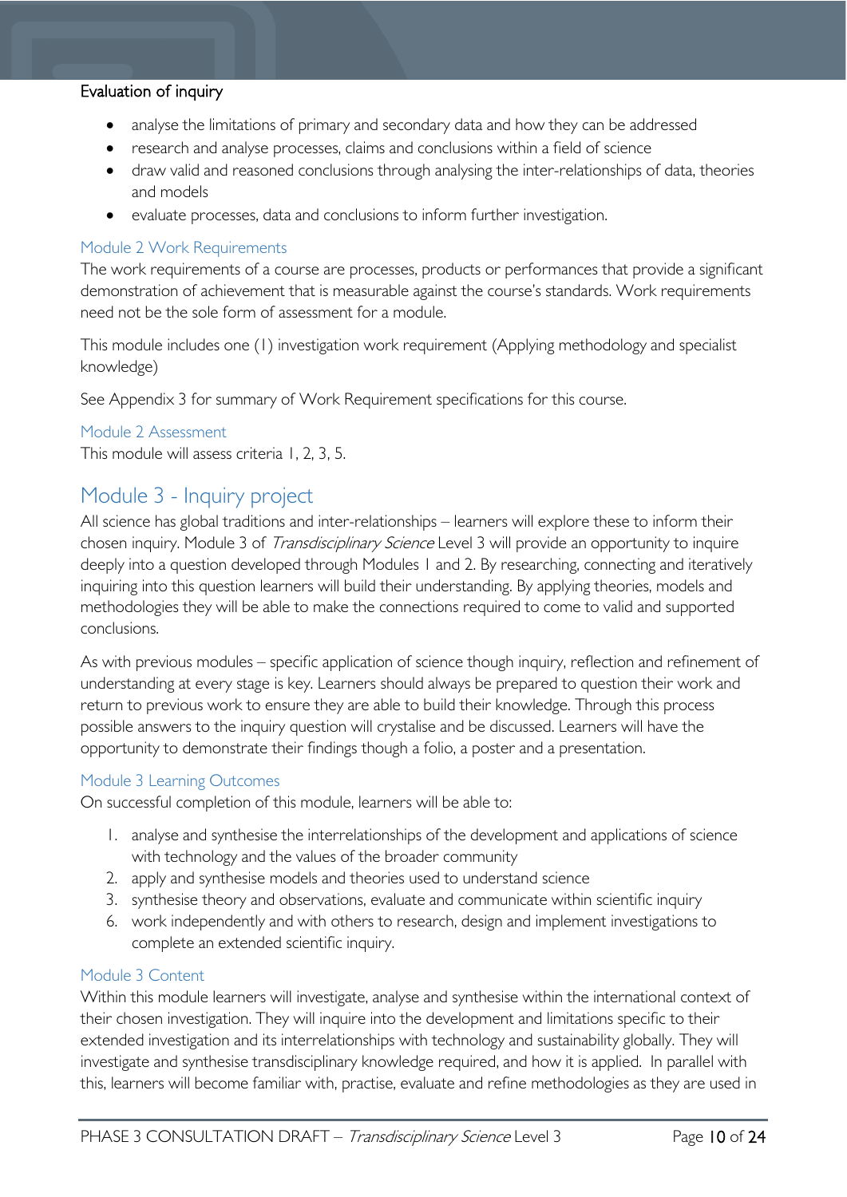#### Evaluation of inquiry

- analyse the limitations of primary and secondary data and how they can be addressed
- research and analyse processes, claims and conclusions within a field of science
- draw valid and reasoned conclusions through analysing the inter-relationships of data, theories and models
- evaluate processes, data and conclusions to inform further investigation.

### Module 2 Work Requirements

The work requirements of a course are processes, products or performances that provide a significant demonstration of achievement that is measurable against the course's standards. Work requirements need not be the sole form of assessment for a module.

This module includes one (1) investigation work requirement (Applying methodology and specialist knowledge)

See Appendix 3 for summary of Work Requirement specifications for this course.

### Module 2 Assessment

This module will assess criteria 1, 2, 3, 5.

## Module 3 - Inquiry project

All science has global traditions and inter-relationships – learners will explore these to inform their chosen inquiry. Module 3 of *Transdisciplinary Science* Level 3 will provide an opportunity to inquire deeply into a question developed through Modules 1 and 2. By researching, connecting and iteratively inquiring into this question learners will build their understanding. By applying theories, models and methodologies they will be able to make the connections required to come to valid and supported conclusions.

As with previous modules – specific application of science though inquiry, reflection and refinement of understanding at every stage is key. Learners should always be prepared to question their work and return to previous work to ensure they are able to build their knowledge. Through this process possible answers to the inquiry question will crystalise and be discussed. Learners will have the opportunity to demonstrate their findings though a folio, a poster and a presentation.

### Module 3 Learning Outcomes

On successful completion of this module, learners will be able to:

1. analyse and synthesise the interrelationships of the development and applications of science with technology and the values of the broader community
2. apply and synthesise models and theories used to understand science
3. synthesise theory and observations, evaluate and communicate within scientific inquiry
6. work independently and with others to research, design and implement investigations to complete an extended scientific inquiry.

### Module 3 Content

Within this module learners will investigate, analyse and synthesise within the international context of their chosen investigation. They will inquire into the development and limitations specific to their extended investigation and its interrelationships with technology and sustainability globally. They will investigate and synthesise transdisciplinary knowledge required, and how it is applied. In parallel with this, learners will become familiar with, practise, evaluate and refine methodologies as they are used in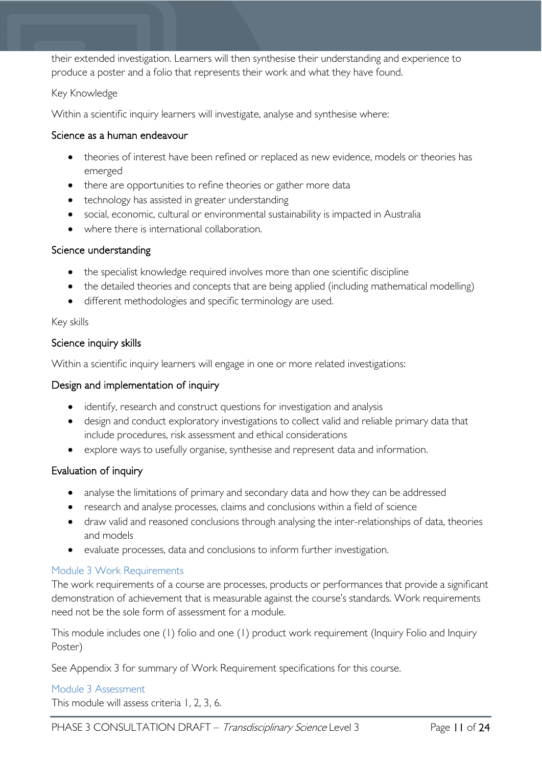their extended investigation. Learners will then synthesise their understanding and experience to produce a poster and a folio that represents their work and what they have found.

Key Knowledge

Within a scientific inquiry learners will investigate, analyse and synthesise where:

#### Science as a human endeavour

- theories of interest have been refined or replaced as new evidence, models or theories has emerged
- there are opportunities to refine theories or gather more data
- technology has assisted in greater understanding
- social, economic, cultural or environmental sustainability is impacted in Australia
- where there is international collaboration.

#### Science understanding

- the specialist knowledge required involves more than one scientific discipline
- the detailed theories and concepts that are being applied (including mathematical modelling)
- different methodologies and specific terminology are used.

Key skills

#### Science inquiry skills

Within a scientific inquiry learners will engage in one or more related investigations:

#### Design and implementation of inquiry

- identify, research and construct questions for investigation and analysis
- design and conduct exploratory investigations to collect valid and reliable primary data that include procedures, risk assessment and ethical considerations
- explore ways to usefully organise, synthesise and represent data and information.

#### Evaluation of inquiry

- analyse the limitations of primary and secondary data and how they can be addressed
- research and analyse processes, claims and conclusions within a field of science
- draw valid and reasoned conclusions through analysing the inter-relationships of data, theories and models
- evaluate processes, data and conclusions to inform further investigation.

### Module 3 Work Requirements

The work requirements of a course are processes, products or performances that provide a significant demonstration of achievement that is measurable against the course's standards. Work requirements need not be the sole form of assessment for a module.

This module includes one (1) folio and one (1) product work requirement (Inquiry Folio and Inquiry Poster)

See Appendix 3 for summary of Work Requirement specifications for this course.

### Module 3 Assessment

This module will assess criteria 1, 2, 3, 6.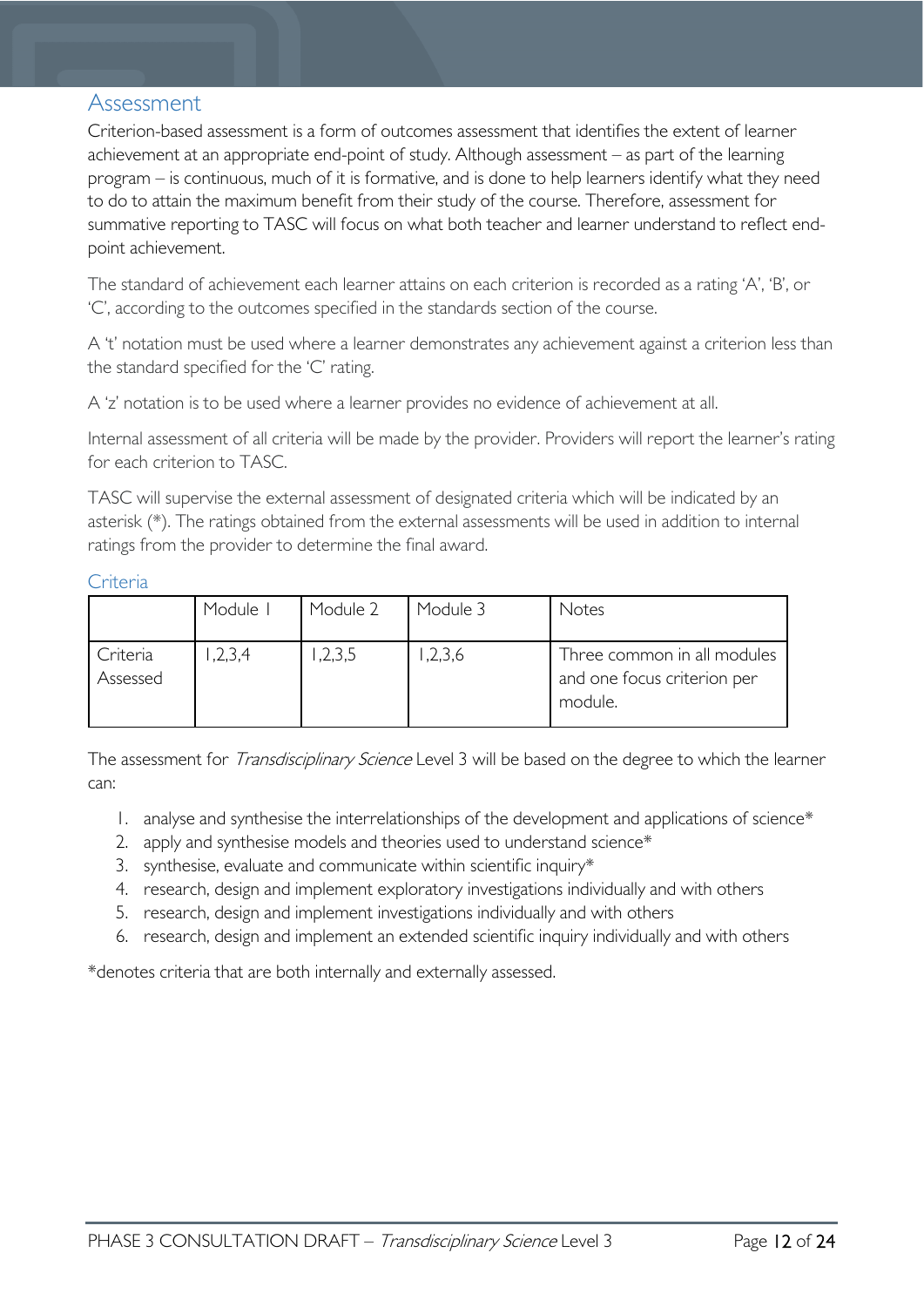## Assessment

Criterion-based assessment is a form of outcomes assessment that identifies the extent of learner achievement at an appropriate end-point of study. Although assessment – as part of the learning program – is continuous, much of it is formative, and is done to help learners identify what they need to do to attain the maximum benefit from their study of the course. Therefore, assessment for summative reporting to TASC will focus on what both teacher and learner understand to reflect end-point achievement.

The standard of achievement each learner attains on each criterion is recorded as a rating 'A', 'B', or 'C', according to the outcomes specified in the standards section of the course.

A 't' notation must be used where a learner demonstrates any achievement against a criterion less than the standard specified for the 'C' rating.

A 'z' notation is to be used where a learner provides no evidence of achievement at all.

Internal assessment of all criteria will be made by the provider. Providers will report the learner's rating for each criterion to TASC.

TASC will supervise the external assessment of designated criteria which will be indicated by an asterisk (*). The ratings obtained from the external assessments will be used in addition to internal ratings from the provider to determine the final award.

### Criteria

| | Module 1 | Module 2 | Module 3 | Notes |
|---|---|---|---|---|
| Criteria Assessed | 1,2,3,4 | 1,2,3,5 | 1,2,3,6 | Three common in all modules and one focus criterion per module. |

The assessment for *Transdisciplinary Science* Level 3 will be based on the degree to which the learner can:

1. analyse and synthesise the interrelationships of the development and applications of science*
2. apply and synthesise models and theories used to understand science*
3. synthesise, evaluate and communicate within scientific inquiry*
4. research, design and implement exploratory investigations individually and with others
5. research, design and implement investigations individually and with others
6. research, design and implement an extended scientific inquiry individually and with others

*denotes criteria that are both internally and externally assessed.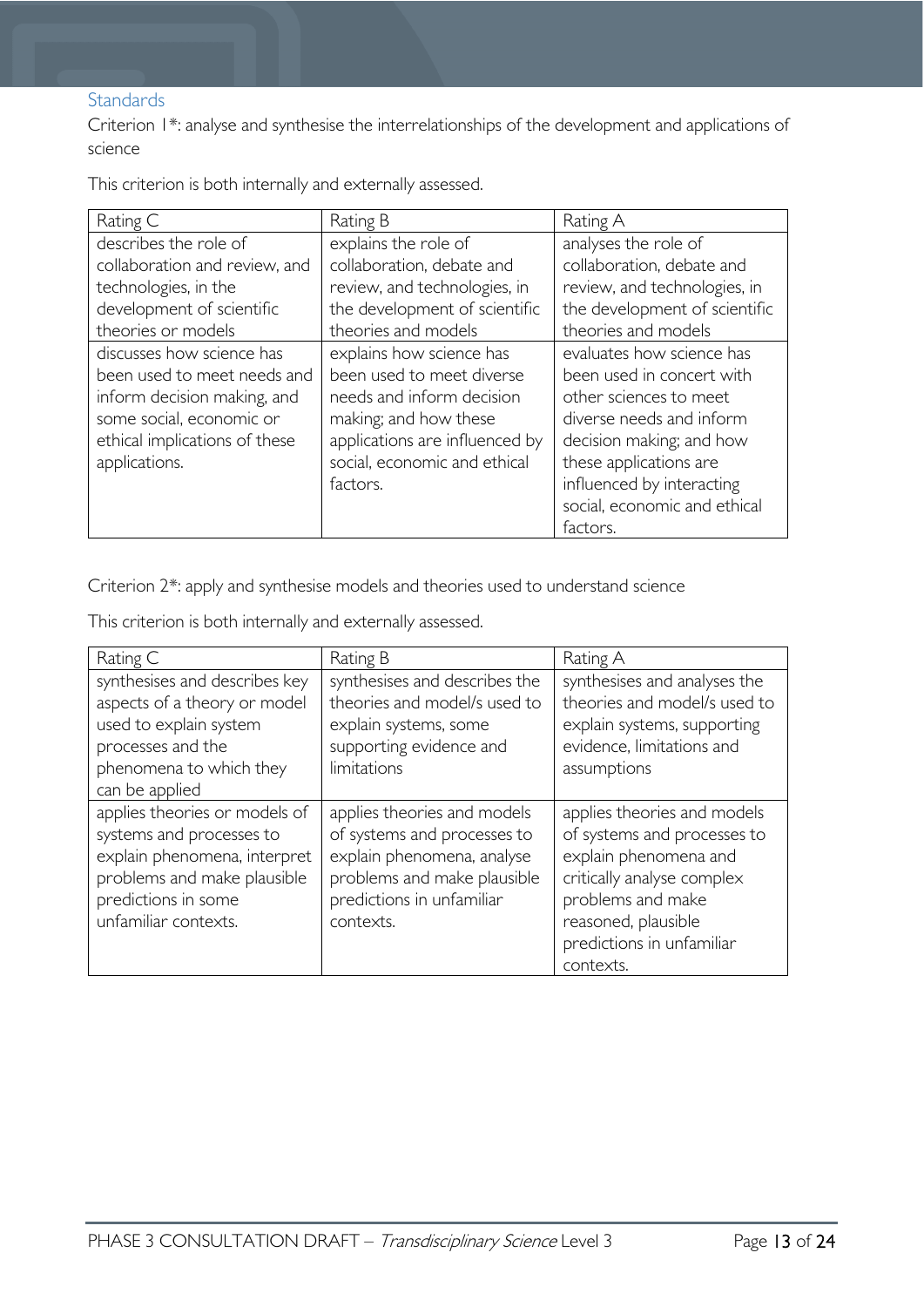## Standards

Criterion 1*: analyse and synthesise the interrelationships of the development and applications of science

This criterion is both internally and externally assessed.

| Rating C | Rating B | Rating A |
|---|---|---|
| describes the role of collaboration and review, and technologies, in the development of scientific theories or models | explains the role of collaboration, debate and review, and technologies, in the development of scientific theories and models | analyses the role of collaboration, debate and review, and technologies, in the development of scientific theories and models |
| discusses how science has been used to meet needs and inform decision making, and some social, economic or ethical implications of these applications. | explains how science has been used to meet diverse needs and inform decision making; and how these applications are influenced by social, economic and ethical factors. | evaluates how science has been used in concert with other sciences to meet diverse needs and inform decision making; and how these applications are influenced by interacting social, economic and ethical factors. |

Criterion 2*: apply and synthesise models and theories used to understand science

This criterion is both internally and externally assessed.

| Rating C | Rating B | Rating A |
|---|---|---|
| synthesises and describes key aspects of a theory or model used to explain system processes and the phenomena to which they can be applied | synthesises and describes the theories and model/s used to explain systems, some supporting evidence and limitations | synthesises and analyses the theories and model/s used to explain systems, supporting evidence, limitations and assumptions |
| applies theories or models of systems and processes to explain phenomena, interpret problems and make plausible predictions in some unfamiliar contexts. | applies theories and models of systems and processes to explain phenomena, analyse problems and make plausible predictions in unfamiliar contexts. | applies theories and models of systems and processes to explain phenomena and critically analyse complex problems and make reasoned, plausible predictions in unfamiliar contexts. |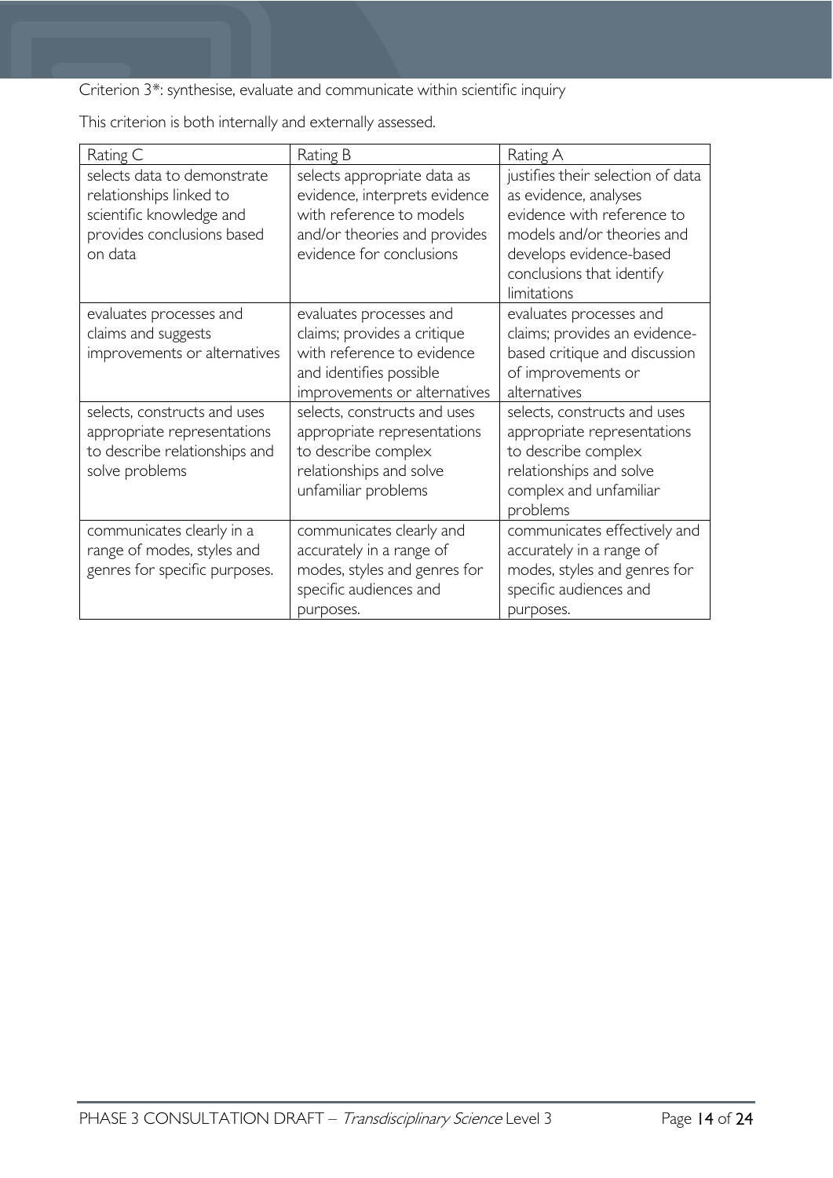Criterion 3*: synthesise, evaluate and communicate within scientific inquiry

This criterion is both internally and externally assessed.

| Rating C | Rating B | Rating A |
|---|---|---|
| selects data to demonstrate relationships linked to scientific knowledge and provides conclusions based on data | selects appropriate data as evidence, interprets evidence with reference to models and/or theories and provides evidence for conclusions | justifies their selection of data as evidence, analyses evidence with reference to models and/or theories and develops evidence-based conclusions that identify limitations |
| evaluates processes and claims and suggests improvements or alternatives | evaluates processes and claims; provides a critique with reference to evidence and identifies possible improvements or alternatives | evaluates processes and claims; provides an evidence-based critique and discussion of improvements or alternatives |
| selects, constructs and uses appropriate representations to describe relationships and solve problems | selects, constructs and uses appropriate representations to describe complex relationships and solve unfamiliar problems | selects, constructs and uses appropriate representations to describe complex relationships and solve complex and unfamiliar problems |
| communicates clearly in a range of modes, styles and genres for specific purposes. | communicates clearly and accurately in a range of modes, styles and genres for specific audiences and purposes. | communicates effectively and accurately in a range of modes, styles and genres for specific audiences and purposes. |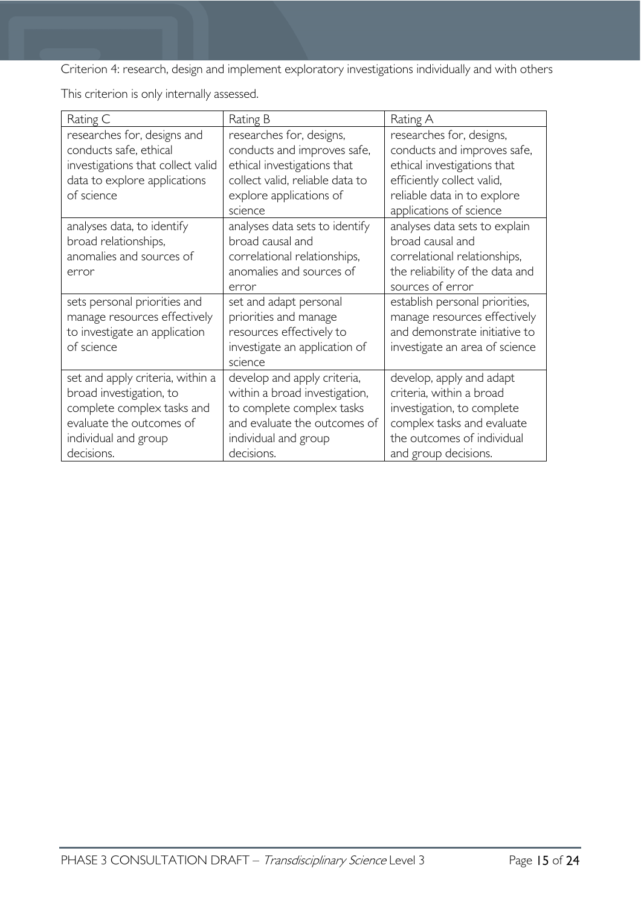Criterion 4: research, design and implement exploratory investigations individually and with others

This criterion is only internally assessed.

| Rating C | Rating B | Rating A |
| --- | --- | --- |
| researches for, designs and conducts safe, ethical investigations that collect valid data to explore applications of science | researches for, designs, conducts and improves safe, ethical investigations that collect valid, reliable data to explore applications of science | researches for, designs, conducts and improves safe, ethical investigations that efficiently collect valid, reliable data in to explore applications of science |
| analyses data, to identify broad relationships, anomalies and sources of error | analyses data sets to identify broad causal and correlational relationships, anomalies and sources of error | analyses data sets to explain broad causal and correlational relationships, the reliability of the data and sources of error |
| sets personal priorities and manage resources effectively to investigate an application of science | set and adapt personal priorities and manage resources effectively to investigate an application of science | establish personal priorities, manage resources effectively and demonstrate initiative to investigate an area of science |
| set and apply criteria, within a broad investigation, to complete complex tasks and evaluate the outcomes of individual and group decisions. | develop and apply criteria, within a broad investigation, to complete complex tasks and evaluate the outcomes of individual and group decisions. | develop, apply and adapt criteria, within a broad investigation, to complete complex tasks and evaluate the outcomes of individual and group decisions. |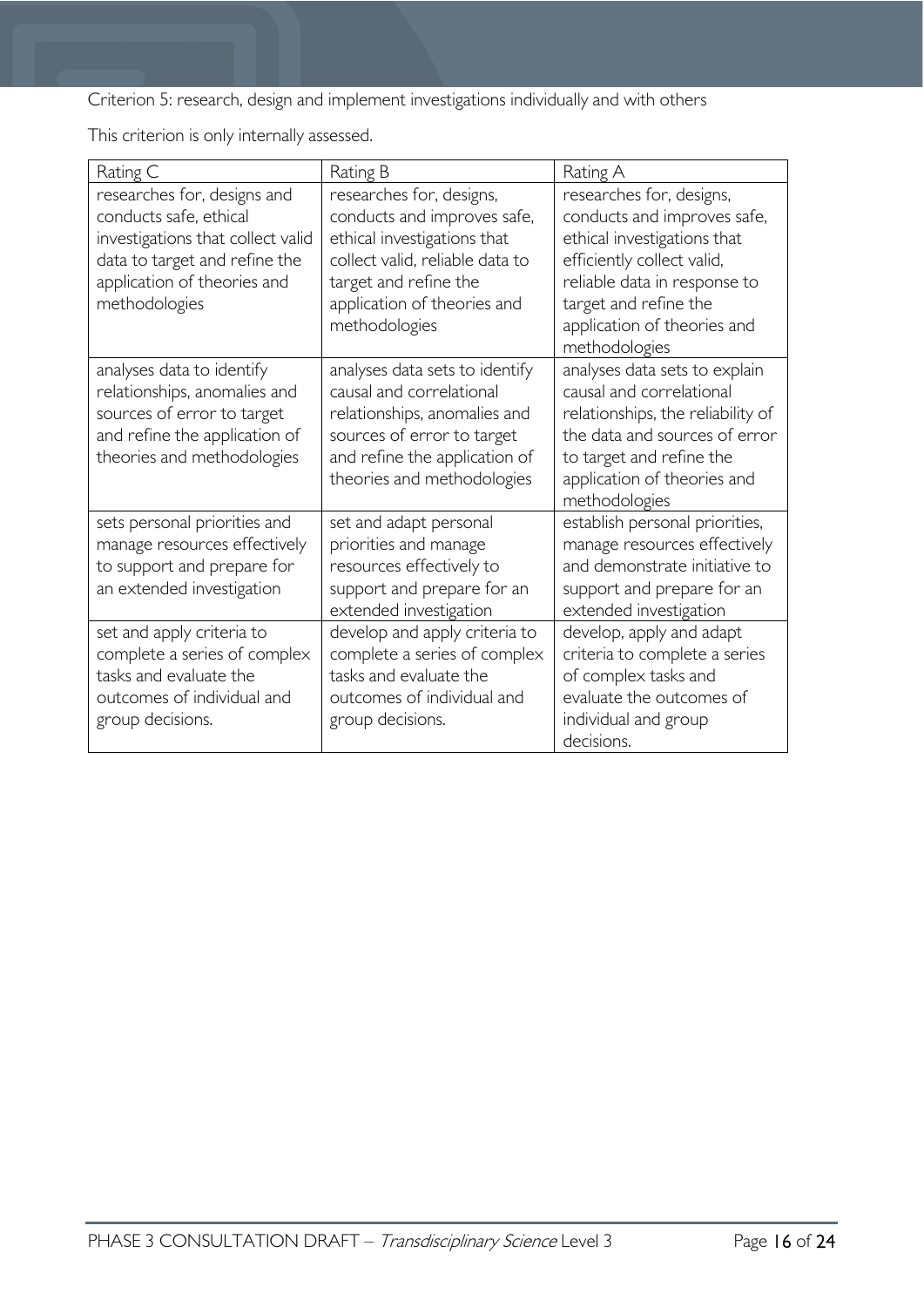Criterion 5: research, design and implement investigations individually and with others

This criterion is only internally assessed.

| Rating C | Rating B | Rating A |
|---|---|---|
| researches for, designs and conducts safe, ethical investigations that collect valid data to target and refine the application of theories and methodologies | researches for, designs, conducts and improves safe, ethical investigations that collect valid, reliable data to target and refine the application of theories and methodologies | researches for, designs, conducts and improves safe, ethical investigations that efficiently collect valid, reliable data in response to target and refine the application of theories and methodologies |
| analyses data to identify relationships, anomalies and sources of error to target and refine the application of theories and methodologies | analyses data sets to identify causal and correlational relationships, anomalies and sources of error to target and refine the application of theories and methodologies | analyses data sets to explain causal and correlational relationships, the reliability of the data and sources of error to target and refine the application of theories and methodologies |
| sets personal priorities and manage resources effectively to support and prepare for an extended investigation | set and adapt personal priorities and manage resources effectively to support and prepare for an extended investigation | establish personal priorities, manage resources effectively and demonstrate initiative to support and prepare for an extended investigation |
| set and apply criteria to complete a series of complex tasks and evaluate the outcomes of individual and group decisions. | develop and apply criteria to complete a series of complex tasks and evaluate the outcomes of individual and group decisions. | develop, apply and adapt criteria to complete a series of complex tasks and evaluate the outcomes of individual and group decisions. |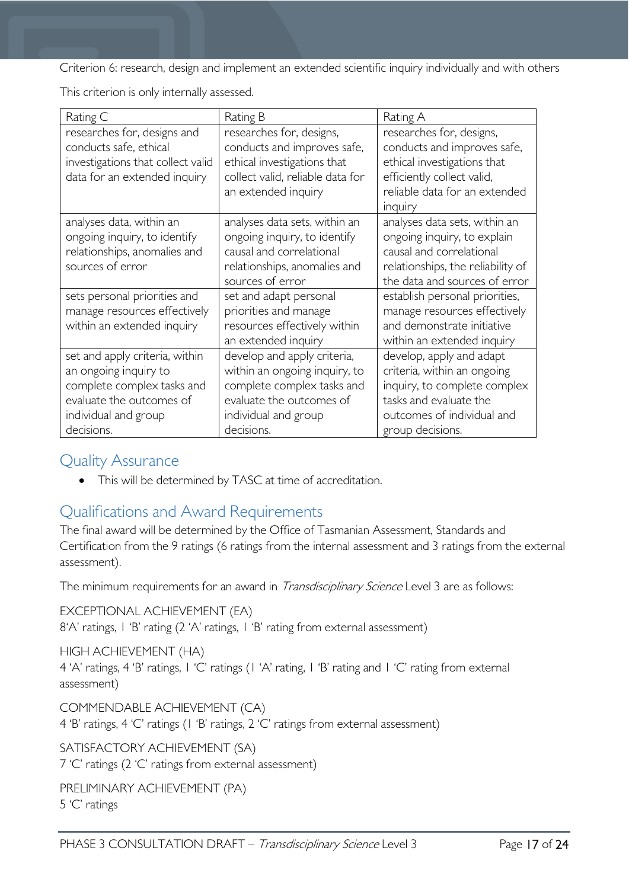Criterion 6: research, design and implement an extended scientific inquiry individually and with others

This criterion is only internally assessed.

| Rating C | Rating B | Rating A |
| --- | --- | --- |
| researches for, designs and conducts safe, ethical investigations that collect valid data for an extended inquiry | researches for, designs, conducts and improves safe, ethical investigations that collect valid, reliable data for an extended inquiry | researches for, designs, conducts and improves safe, ethical investigations that efficiently collect valid, reliable data for an extended inquiry |
| analyses data, within an ongoing inquiry, to identify relationships, anomalies and sources of error | analyses data sets, within an ongoing inquiry, to identify causal and correlational relationships, anomalies and sources of error | analyses data sets, within an ongoing inquiry, to explain causal and correlational relationships, the reliability of the data and sources of error |
| sets personal priorities and manage resources effectively within an extended inquiry | set and adapt personal priorities and manage resources effectively within an extended inquiry | establish personal priorities, manage resources effectively and demonstrate initiative within an extended inquiry |
| set and apply criteria, within an ongoing inquiry to complete complex tasks and evaluate the outcomes of individual and group decisions. | develop and apply criteria, within an ongoing inquiry, to complete complex tasks and evaluate the outcomes of individual and group decisions. | develop, apply and adapt criteria, within an ongoing inquiry, to complete complex tasks and evaluate the outcomes of individual and group decisions. |

## Quality Assurance

- This will be determined by TASC at time of accreditation.

## Qualifications and Award Requirements

The final award will be determined by the Office of Tasmanian Assessment, Standards and Certification from the 9 ratings (6 ratings from the internal assessment and 3 ratings from the external assessment).

The minimum requirements for an award in *Transdisciplinary Science* Level 3 are as follows:

EXCEPTIONAL ACHIEVEMENT (EA)
8'A' ratings, 1 'B' rating (2 'A' ratings, 1 'B' rating from external assessment)

HIGH ACHIEVEMENT (HA)
4 'A' ratings, 4 'B' ratings, 1 'C' ratings (1 'A' rating, 1 'B' rating and 1 'C' rating from external assessment)

COMMENDABLE ACHIEVEMENT (CA)
4 'B' ratings, 4 'C' ratings (1 'B' ratings, 2 'C' ratings from external assessment)

SATISFACTORY ACHIEVEMENT (SA)
7 'C' ratings (2 'C' ratings from external assessment)

PRELIMINARY ACHIEVEMENT (PA)
5 'C' ratings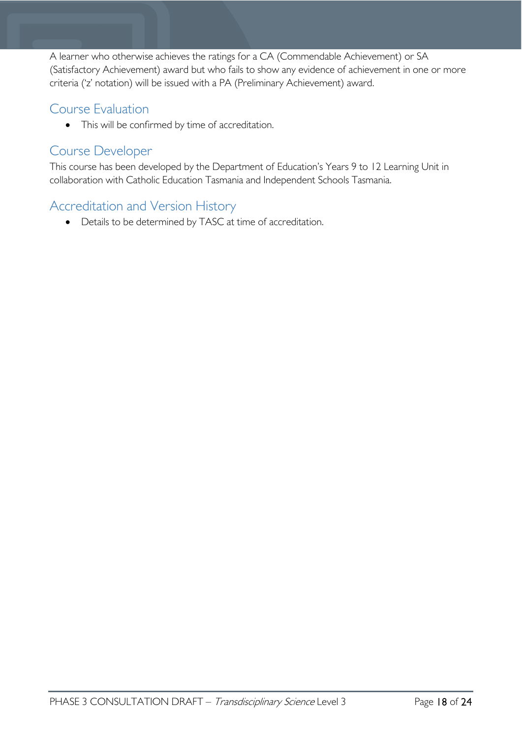A learner who otherwise achieves the ratings for a CA (Commendable Achievement) or SA (Satisfactory Achievement) award but who fails to show any evidence of achievement in one or more criteria ('z' notation) will be issued with a PA (Preliminary Achievement) award.

## Course Evaluation

- This will be confirmed by time of accreditation.

## Course Developer

This course has been developed by the Department of Education's Years 9 to 12 Learning Unit in collaboration with Catholic Education Tasmania and Independent Schools Tasmania.

## Accreditation and Version History

- Details to be determined by TASC at time of accreditation.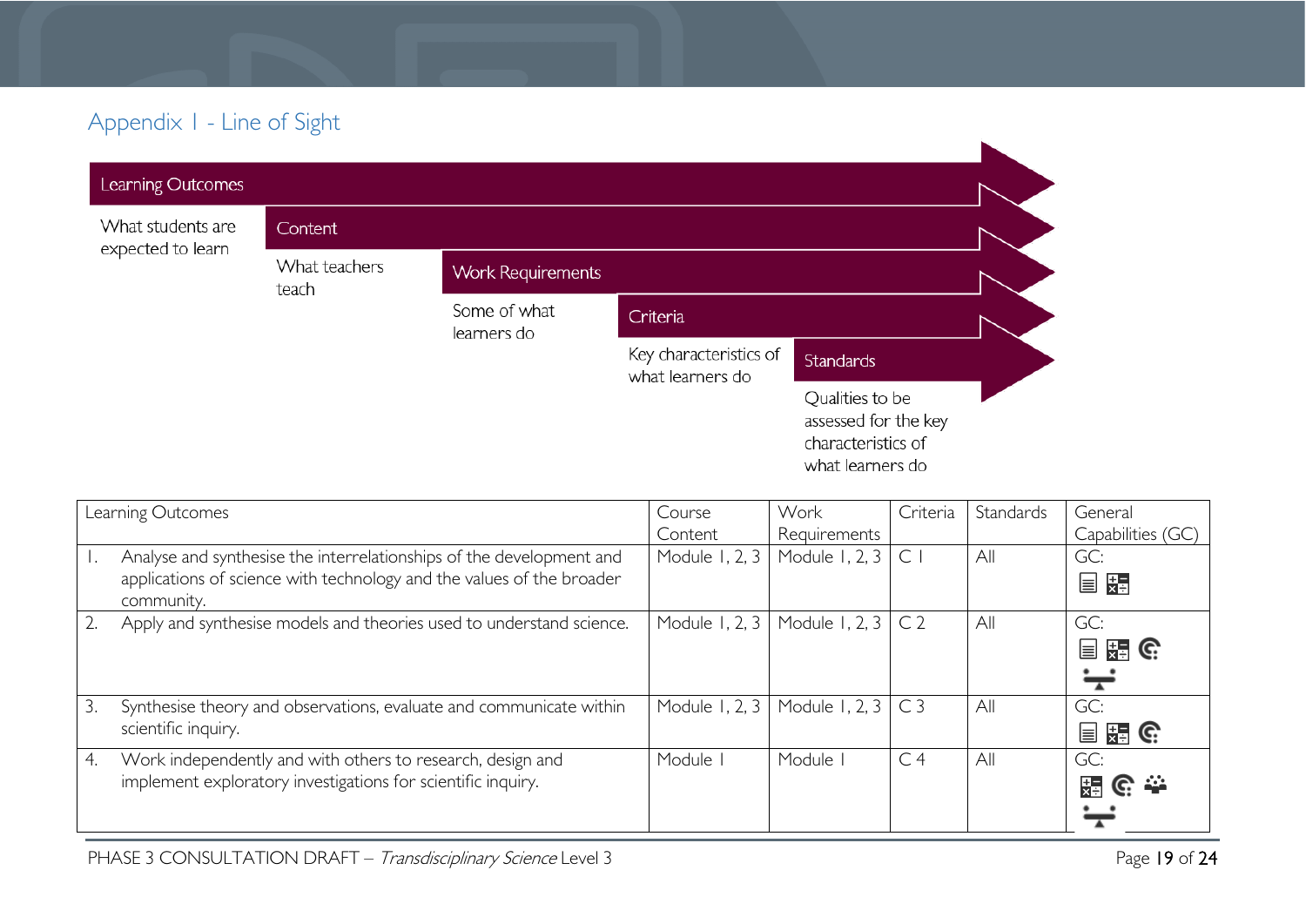## Appendix 1 - Line of Sight

**Learning Outcomes**
What students are expected to learn

**Content**
What teachers teach

**Work Requirements**
Some of what learners do

**Criteria**
Key characteristics of what learners do

**Standards**
Qualities to be assessed for the key characteristics of what learners do

| Learning Outcomes | Course Content | Work Requirements | Criteria | Standards | General Capabilities (GC) |
|---|---|---|---|---|---|
| 1. Analyse and synthesise the interrelationships of the development and applications of science with technology and the values of the broader community. | Module 1, 2, 3 | Module 1, 2, 3 | C 1 | All | GC: |
| 2. Apply and synthesise models and theories used to understand science. | Module 1, 2, 3 | Module 1, 2, 3 | C 2 | All | GC: |
| 3. Synthesise theory and observations, evaluate and communicate within scientific inquiry. | Module 1, 2, 3 | Module 1, 2, 3 | C 3 | All | GC: |
| 4. Work independently and with others to research, design and implement exploratory investigations for scientific inquiry. | Module 1 | Module 1 | C 4 | All | GC: |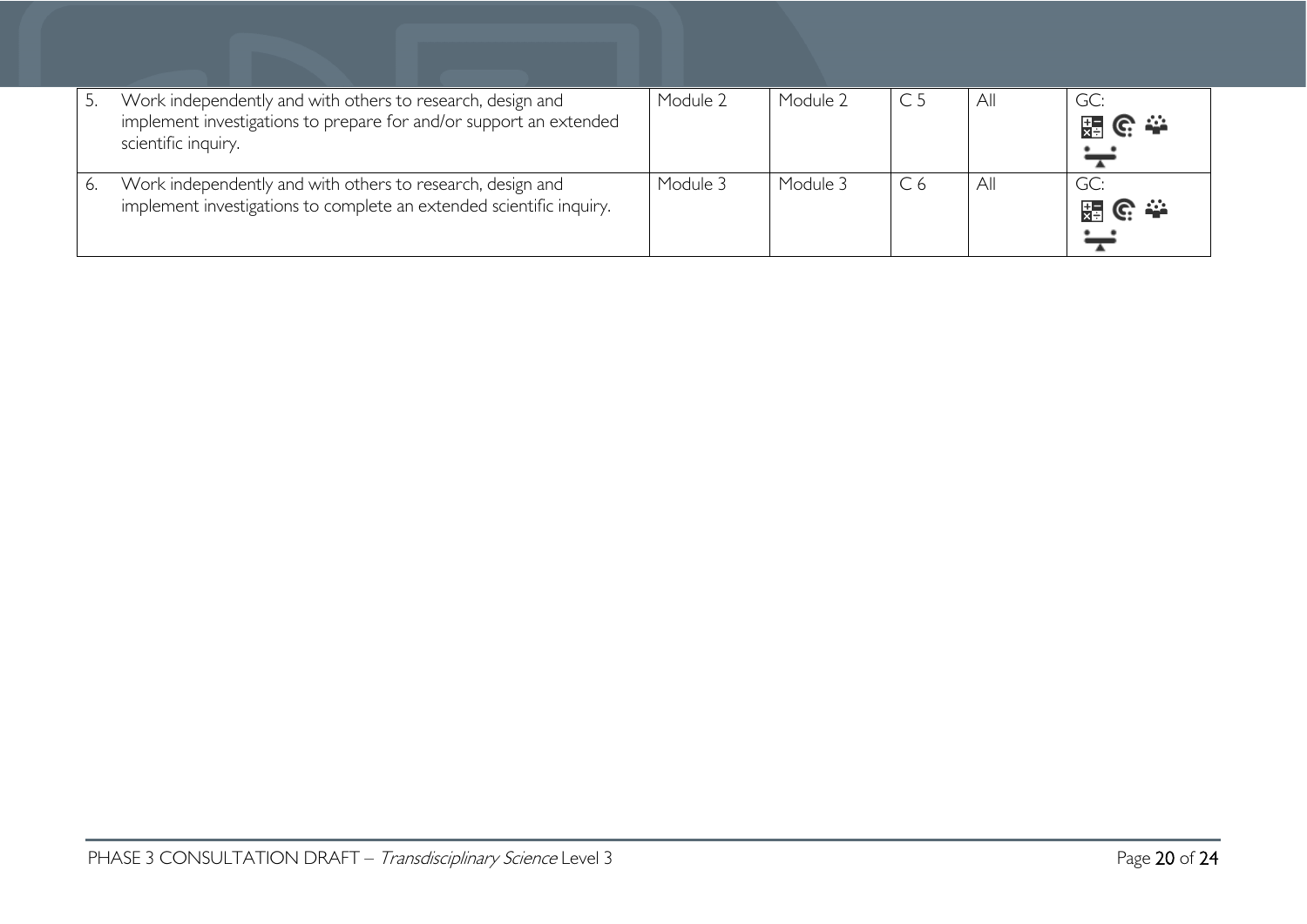| | | | | | | |
|---|---|---|---|---|---|---|
| 5. | Work independently and with others to research, design and implement investigations to prepare for and/or support an extended scientific inquiry. | Module 2 | Module 2 | C 5 | All | GC: |
| 6. | Work independently and with others to research, design and implement investigations to complete an extended scientific inquiry. | Module 3 | Module 3 | C 6 | All | GC: |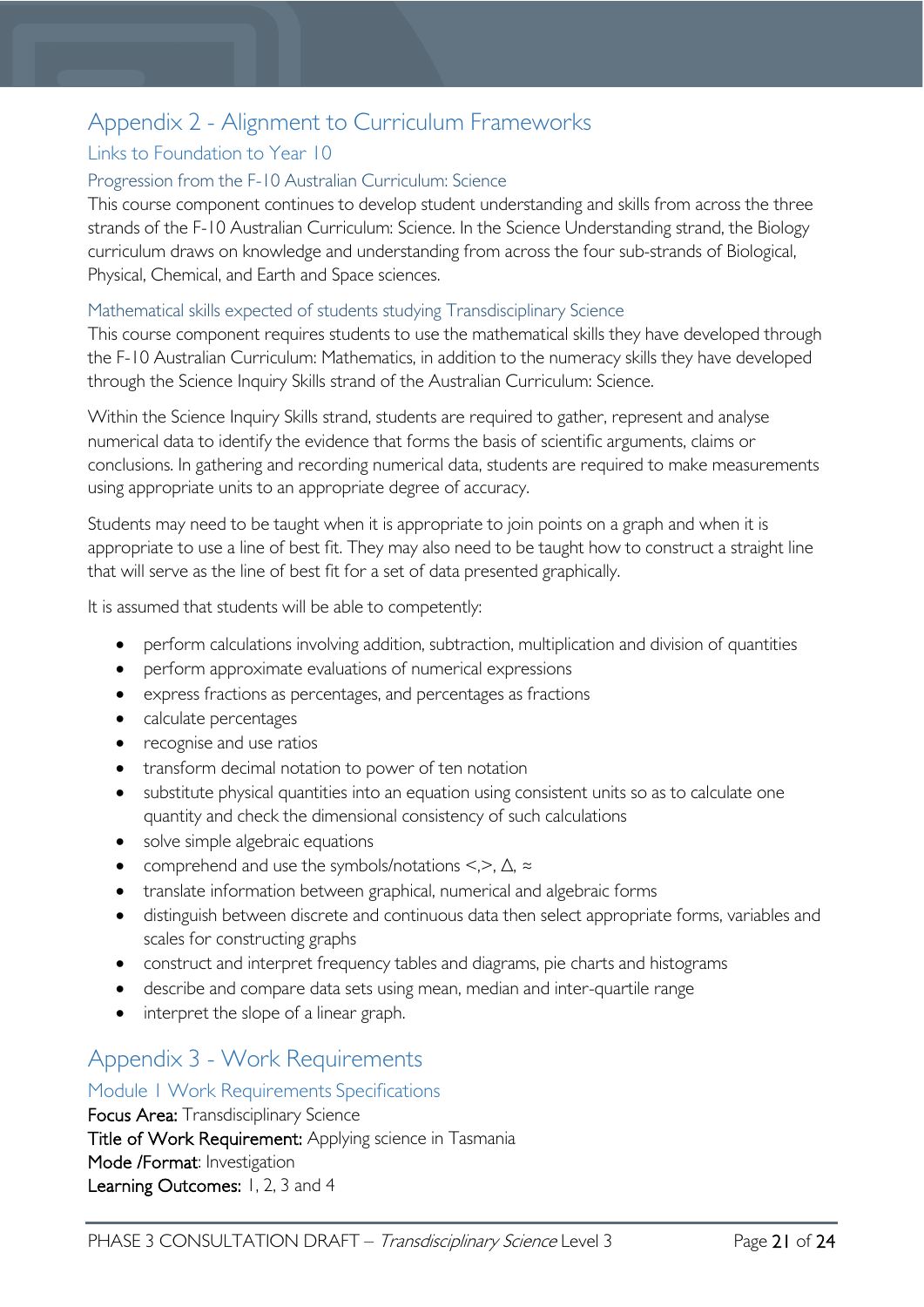# Appendix 2 - Alignment to Curriculum Frameworks

## Links to Foundation to Year 10

### Progression from the F-10 Australian Curriculum: Science

This course component continues to develop student understanding and skills from across the three strands of the F-10 Australian Curriculum: Science. In the Science Understanding strand, the Biology curriculum draws on knowledge and understanding from across the four sub-strands of Biological, Physical, Chemical, and Earth and Space sciences.

### Mathematical skills expected of students studying Transdisciplinary Science

This course component requires students to use the mathematical skills they have developed through the F-10 Australian Curriculum: Mathematics, in addition to the numeracy skills they have developed through the Science Inquiry Skills strand of the Australian Curriculum: Science.

Within the Science Inquiry Skills strand, students are required to gather, represent and analyse numerical data to identify the evidence that forms the basis of scientific arguments, claims or conclusions. In gathering and recording numerical data, students are required to make measurements using appropriate units to an appropriate degree of accuracy.

Students may need to be taught when it is appropriate to join points on a graph and when it is appropriate to use a line of best fit. They may also need to be taught how to construct a straight line that will serve as the line of best fit for a set of data presented graphically.

It is assumed that students will be able to competently:

- perform calculations involving addition, subtraction, multiplication and division of quantities
- perform approximate evaluations of numerical expressions
- express fractions as percentages, and percentages as fractions
- calculate percentages
- recognise and use ratios
- transform decimal notation to power of ten notation
- substitute physical quantities into an equation using consistent units so as to calculate one quantity and check the dimensional consistency of such calculations
- solve simple algebraic equations
- comprehend and use the symbols/notations $<$,$>$, $\Delta$, $\approx$
- translate information between graphical, numerical and algebraic forms
- distinguish between discrete and continuous data then select appropriate forms, variables and scales for constructing graphs
- construct and interpret frequency tables and diagrams, pie charts and histograms
- describe and compare data sets using mean, median and inter-quartile range
- interpret the slope of a linear graph.

# Appendix 3 - Work Requirements

## Module 1 Work Requirements Specifications

**Focus Area:** Transdisciplinary Science
**Title of Work Requirement:** Applying science in Tasmania
**Mode /Format**: Investigation
**Learning Outcomes:** 1, 2, 3 and 4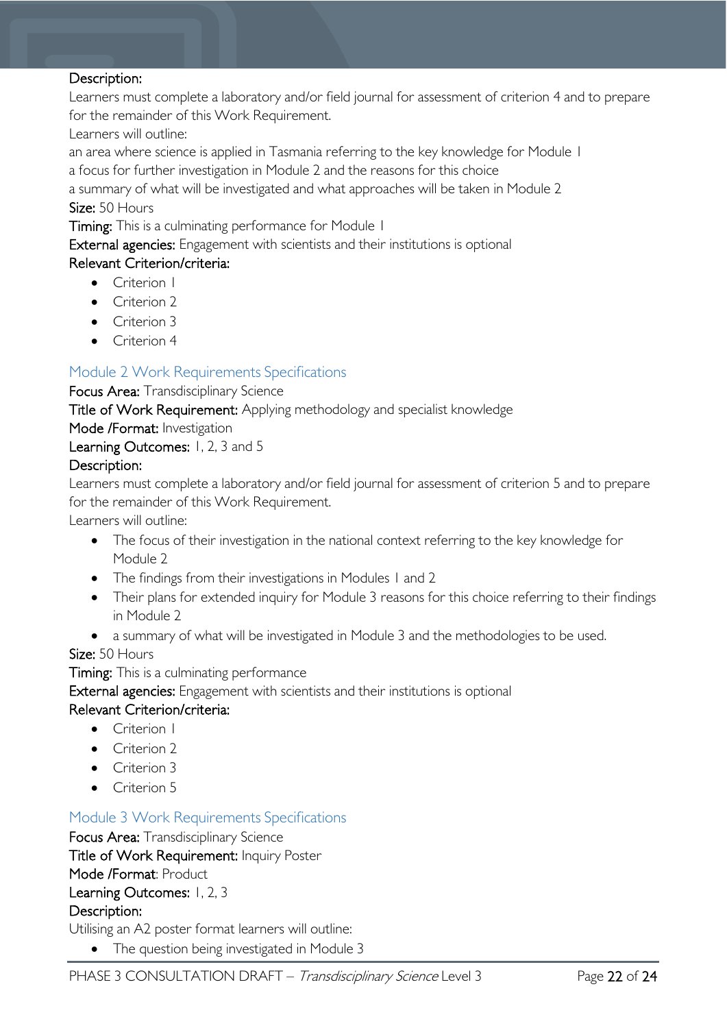Description:

Learners must complete a laboratory and/or field journal for assessment of criterion 4 and to prepare for the remainder of this Work Requirement.

Learners will outline:

an area where science is applied in Tasmania referring to the key knowledge for Module 1

a focus for further investigation in Module 2 and the reasons for this choice

a summary of what will be investigated and what approaches will be taken in Module 2

Size: 50 Hours

Timing: This is a culminating performance for Module 1

External agencies: Engagement with scientists and their institutions is optional

Relevant Criterion/criteria:

- Criterion 1
- Criterion 2
- Criterion 3
- Criterion 4

## Module 2 Work Requirements Specifications

Focus Area: Transdisciplinary Science

Title of Work Requirement: Applying methodology and specialist knowledge

Mode /Format: Investigation

Learning Outcomes: 1, 2, 3 and 5

Description:

Learners must complete a laboratory and/or field journal for assessment of criterion 5 and to prepare for the remainder of this Work Requirement.

Learners will outline:

- The focus of their investigation in the national context referring to the key knowledge for Module 2
- The findings from their investigations in Modules 1 and 2
- Their plans for extended inquiry for Module 3 reasons for this choice referring to their findings in Module 2
- a summary of what will be investigated in Module 3 and the methodologies to be used.

Size: 50 Hours

Timing: This is a culminating performance

External agencies: Engagement with scientists and their institutions is optional

Relevant Criterion/criteria:

- Criterion 1
- Criterion 2
- Criterion 3
- Criterion 5

## Module 3 Work Requirements Specifications

Focus Area: Transdisciplinary Science

Title of Work Requirement: Inquiry Poster

Mode /Format: Product

Learning Outcomes: 1, 2, 3

Description:

Utilising an A2 poster format learners will outline:

- The question being investigated in Module 3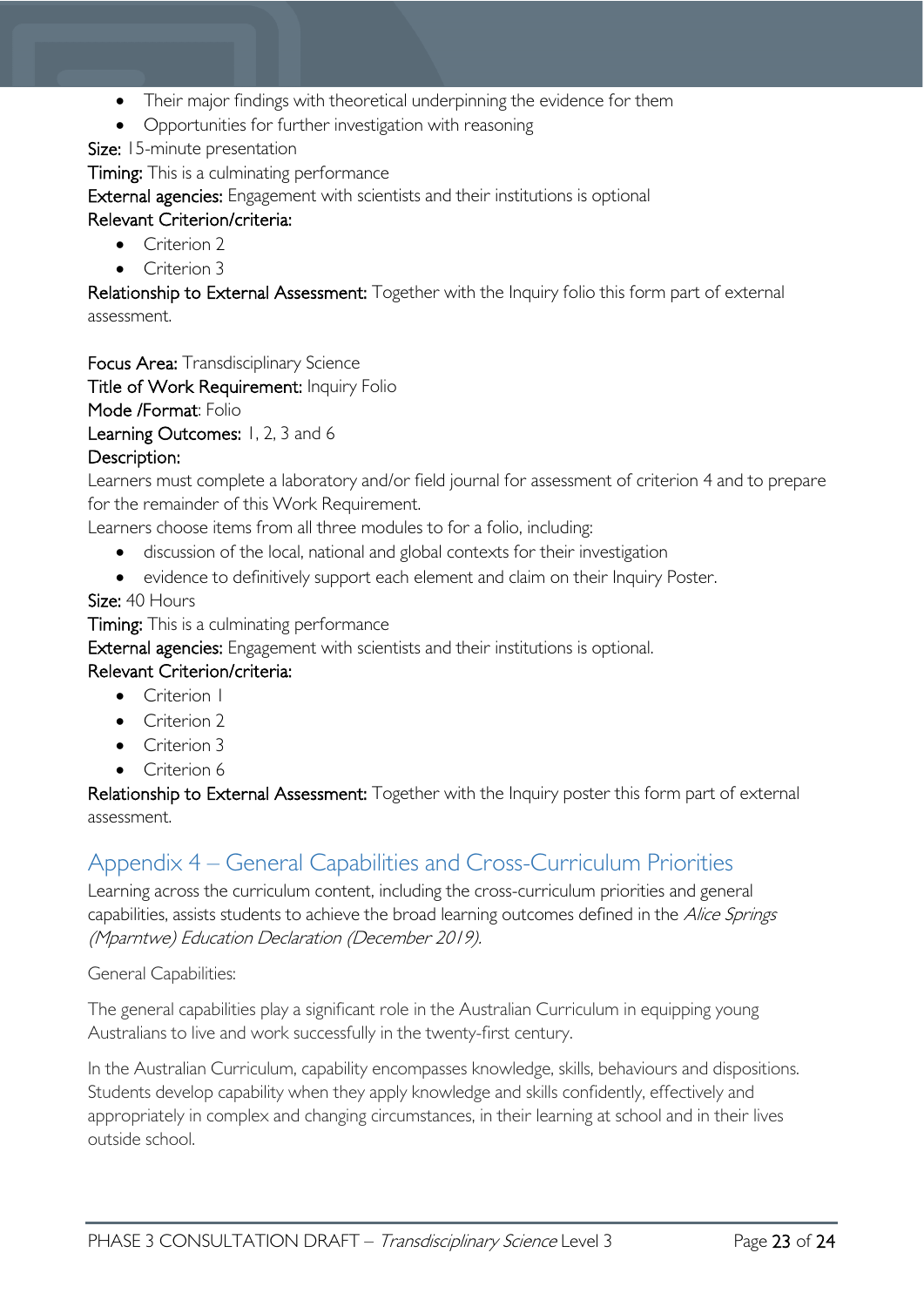- Their major findings with theoretical underpinning the evidence for them
- Opportunities for further investigation with reasoning

**Size:** 15-minute presentation

**Timing:** This is a culminating performance

**External agencies:** Engagement with scientists and their institutions is optional

**Relevant Criterion/criteria:**

- Criterion 2
- Criterion 3

**Relationship to External Assessment:** Together with the Inquiry folio this form part of external assessment.

**Focus Area:** Transdisciplinary Science

**Title of Work Requirement:** Inquiry Folio

**Mode /Format**: Folio

**Learning Outcomes:** 1, 2, 3 and 6

**Description:**

Learners must complete a laboratory and/or field journal for assessment of criterion 4 and to prepare for the remainder of this Work Requirement.

Learners choose items from all three modules to for a folio, including:

- discussion of the local, national and global contexts for their investigation
- evidence to definitively support each element and claim on their Inquiry Poster.

**Size:** 40 Hours

**Timing:** This is a culminating performance

**External agencies:** Engagement with scientists and their institutions is optional.

**Relevant Criterion/criteria:**

- Criterion 1
- Criterion 2
- Criterion 3
- Criterion 6

**Relationship to External Assessment:** Together with the Inquiry poster this form part of external assessment.

## Appendix 4 – General Capabilities and Cross-Curriculum Priorities

Learning across the curriculum content, including the cross-curriculum priorities and general capabilities, assists students to achieve the broad learning outcomes defined in the *Alice Springs (Mparntwe) Education Declaration (December 2019).*

General Capabilities:

The general capabilities play a significant role in the Australian Curriculum in equipping young Australians to live and work successfully in the twenty-first century.

In the Australian Curriculum, capability encompasses knowledge, skills, behaviours and dispositions. Students develop capability when they apply knowledge and skills confidently, effectively and appropriately in complex and changing circumstances, in their learning at school and in their lives outside school.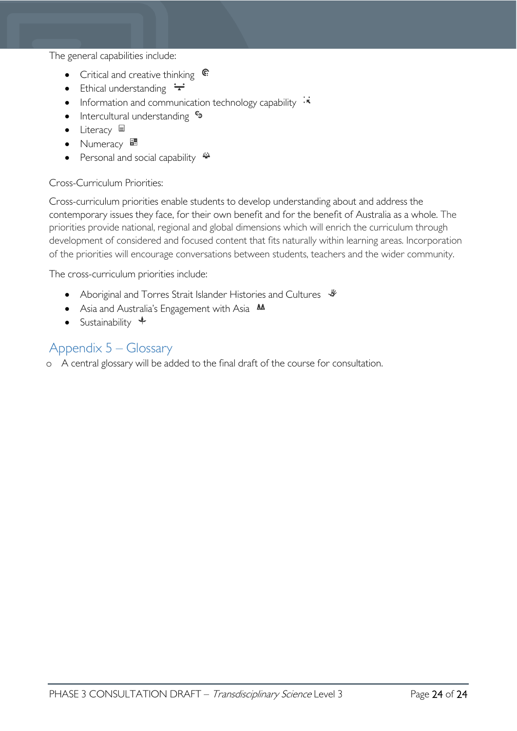The general capabilities include:

- Critical and creative thinking
- Ethical understanding
- Information and communication technology capability
- Intercultural understanding
- Literacy
- Numeracy
- Personal and social capability

Cross-Curriculum Priorities:

Cross-curriculum priorities enable students to develop understanding about and address the contemporary issues they face, for their own benefit and for the benefit of Australia as a whole. The priorities provide national, regional and global dimensions which will enrich the curriculum through development of considered and focused content that fits naturally within learning areas. Incorporation of the priorities will encourage conversations between students, teachers and the wider community.

The cross-curriculum priorities include:

- Aboriginal and Torres Strait Islander Histories and Cultures
- Asia and Australia's Engagement with Asia
- Sustainability

## Appendix 5 – Glossary

- A central glossary will be added to the final draft of the course for consultation.